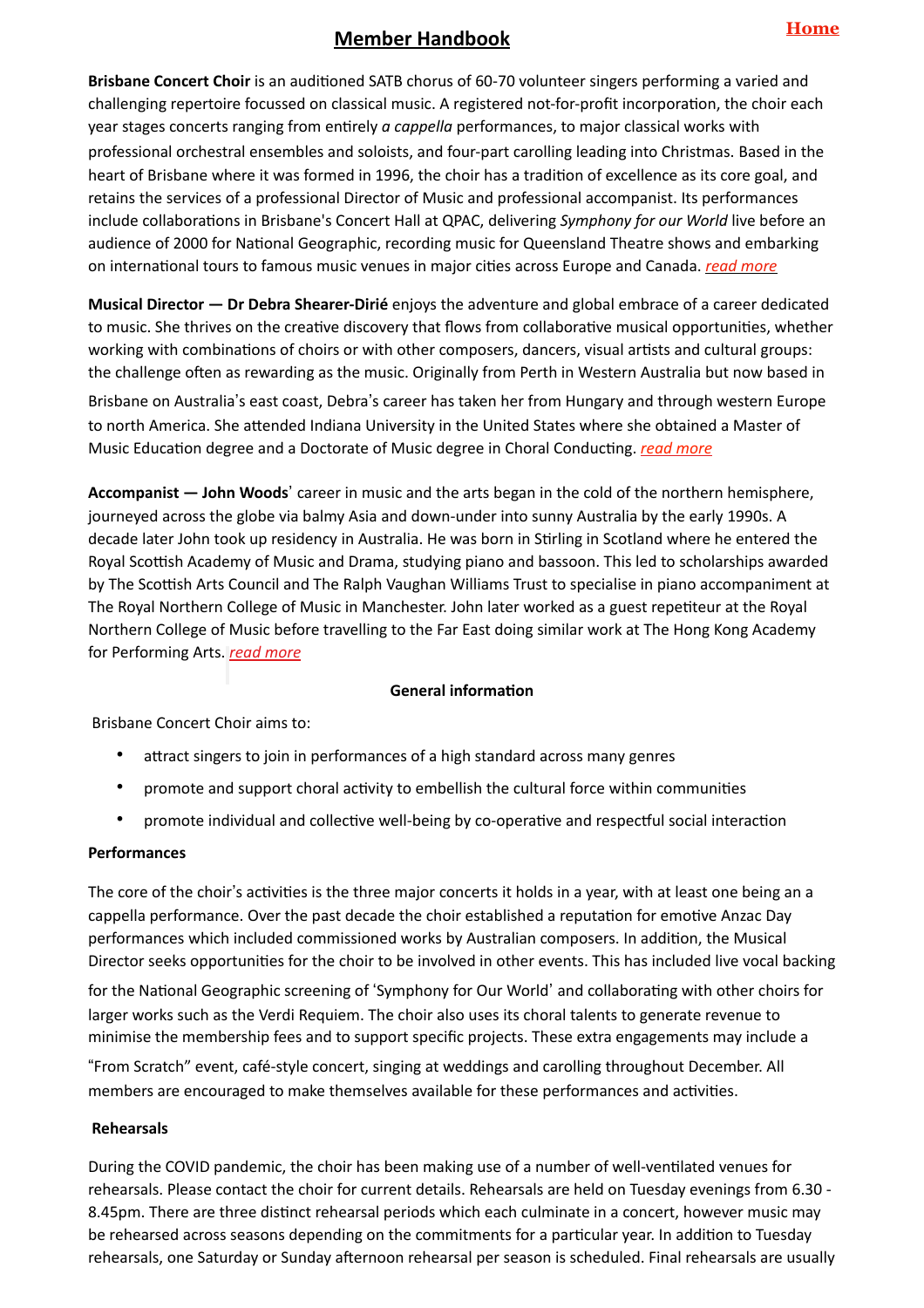# Member Handbook

Home

**Brisbane Concert Choir** is an auditioned SATB chorus of 60-70 volunteer singers performing a varied and challenging repertoire focussed on classical music. A registered not-for-profit incorporation, the choir each year stages concerts ranging from entirely *a cappella* performances, to major classical works with professional orchestral ensembles and soloists, and four-part carolling leading into Christmas. Based in the heart of Brisbane where it was formed in 1996, the choir has a tradition of excellence as its core goal, and retains the services of a professional Director of Music and professional accompanist. Its performances include collaborations in Brisbane's Concert Hall at QPAC, delivering *Symphony for our World* live before an audience of 2000 for National Geographic, recording music for Queensland Theatre shows and embarking on international tours to famous music venues in major cities across Europe and Canada. *read more*

**Musical Director — Dr Debra Shearer-Dirié** enjoys the adventure and global embrace of a career dedicated to music. She thrives on the creative discovery that flows from collaborative musical opportunities, whether working with combinations of choirs or with other composers, dancers, visual artists and cultural groups: the challenge often as rewarding as the music. Originally from Perth in Western Australia but now based in Brisbane on Australia's east coast, Debra's career has taken her from Hungary and through western Europe to north America. She attended Indiana University in the United States where she obtained a Master of Music Education degree and a Doctorate of Music degree in Choral Conducting. *read more*

**Accompanist — John Woods**' career in music and the arts began in the cold of the northern hemisphere, journeyed across the globe via balmy Asia and down-under into sunny Australia by the early 1990s. A decade later John took up residency in Australia. He was born in Stirling in Scotland where he entered the Royal Scottish Academy of Music and Drama, studying piano and bassoon. This led to scholarships awarded by The Scottish Arts Council and The Ralph Vaughan Williams Trust to specialise in piano accompaniment at The Royal Northern College of Music in Manchester. John later worked as a guest repetiteur at the Royal Northern College of Music before travelling to the Far East doing similar work at The Hong Kong Academy for Performing Arts. *read more*

## General information

Brisbane Concert Choir aims to:

- attract singers to join in performances of a high standard across many genres
- promote and support choral activity to embellish the cultural force within communities
- promote individual and collective well-being by co-operative and respectful social interaction

### Performances

The core of the choir's activities is the three major concerts it holds in a year, with at least one being an a cappella performance. Over the past decade the choir established a reputation for emotive Anzac Day performances which included commissioned works by Australian composers. In addition, the Musical Director seeks opportunities for the choir to be involved in other events. This has included live vocal backing for the National Geographic screening of 'Symphony for Our World' and collaborating with other choirs for larger works such as the Verdi Requiem. The choir also uses its choral talents to generate revenue to minimise the membership fees and to support specific projects. These extra engagements may include a "From Scratch" event, café-style concert, singing at weddings and carolling throughout December. All members are encouraged to make themselves available for these performances and activities.

### Rehearsals

During the COVID pandemic, the choir has been making use of a number of well-ventilated venues for rehearsals. Please contact the choir for current details. Rehearsals are held on Tuesday evenings from 6.30 - 8.45pm. There are three distinct rehearsal periods which each culminate in a concert, however music may be rehearsed across seasons depending on the commitments for a particular year. In addition to Tuesday rehearsals, one Saturday or Sunday afternoon rehearsal per season is scheduled. Final rehearsals are usually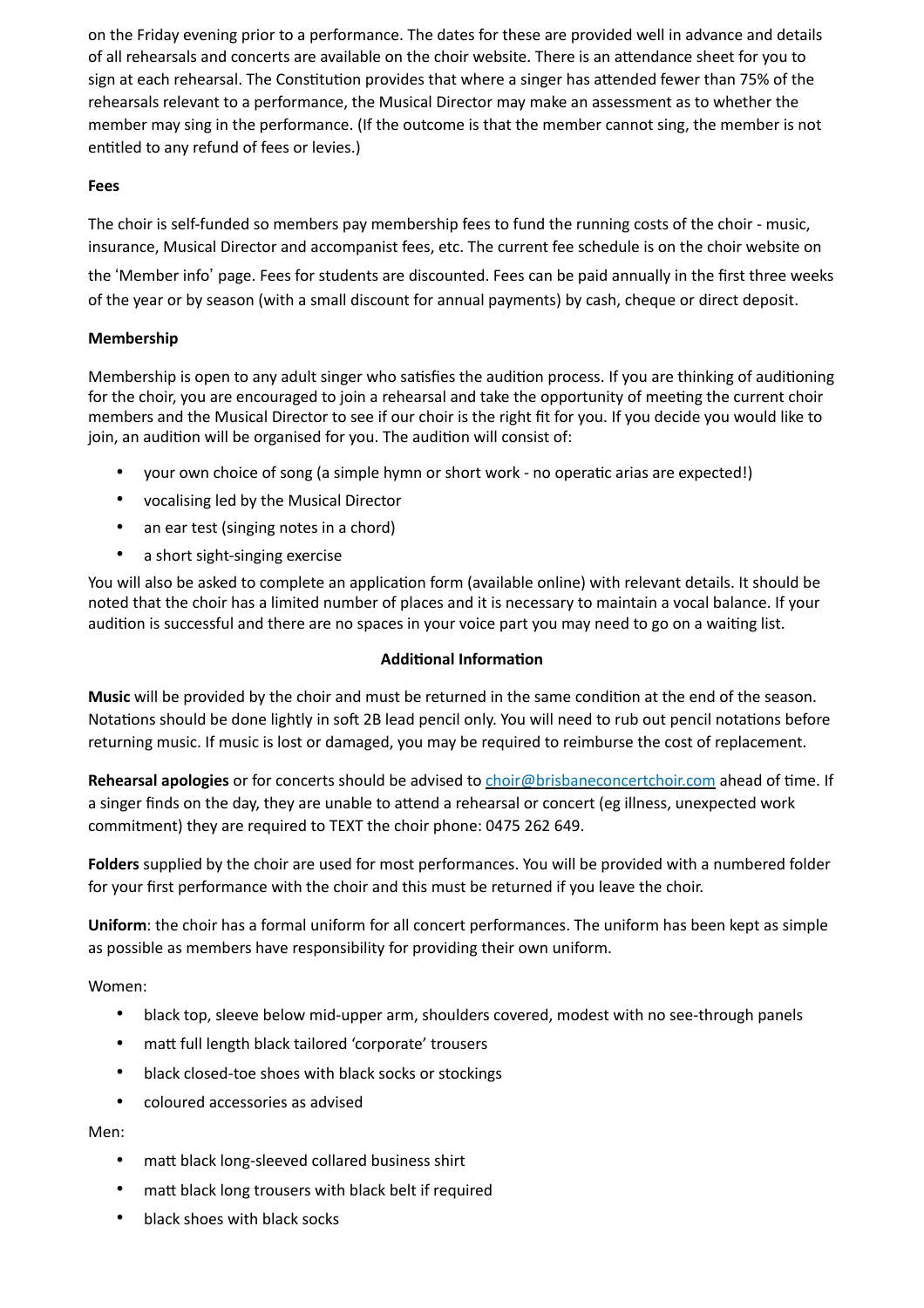on the Friday evening prior to a performance. The dates for these are provided well in advance and details of all rehearsals and concerts are available on the choir website. There is an attendance sheet for you to sign at each rehearsal. The Constitution provides that where a singer has attended fewer than 75% of the rehearsals relevant to a performance, the Musical Director may make an assessment as to whether the member may sing in the performance. (If the outcome is that the member cannot sing, the member is not entitled to any refund of fees or levies.)

**Fees**

The choir is self-funded so members pay membership fees to fund the running costs of the choir - music, insurance, Musical Director and accompanist fees, etc. The current fee schedule is on the choir website on the 'Member info' page. Fees for students are discounted. Fees can be paid annually in the first three weeks of the year or by season (with a small discount for annual payments) by cash, cheque or direct deposit.

**Membership**

Membership is open to any adult singer who satisfies the audition process. If you are thinking of auditioning for the choir, you are encouraged to join a rehearsal and take the opportunity of meeting the current choir members and the Musical Director to see if our choir is the right fit for you. If you decide you would like to join, an audition will be organised for you. The audition will consist of:

- your own choice of song (a simple hymn or short work - no operatic arias are expected!)
- vocalising led by the Musical Director
- an ear test (singing notes in a chord)
- a short sight-singing exercise

You will also be asked to complete an application form (available online) with relevant details. It should be noted that the choir has a limited number of places and it is necessary to maintain a vocal balance. If your audition is successful and there are no spaces in your voice part you may need to go on a waiting list.

**Additional Information**

**Music** will be provided by the choir and must be returned in the same condition at the end of the season. Notations should be done lightly in soft 2B lead pencil only. You will need to rub out pencil notations before returning music. If music is lost or damaged, you may be required to reimburse the cost of replacement.

**Rehearsal apologies** or for concerts should be advised to choir@brisbaneconcertchoir.com ahead of time. If a singer finds on the day, they are unable to attend a rehearsal or concert (eg illness, unexpected work commitment) they are required to TEXT the choir phone: 0475 262 649.

**Folders** supplied by the choir are used for most performances. You will be provided with a numbered folder for your first performance with the choir and this must be returned if you leave the choir.

**Uniform**: the choir has a formal uniform for all concert performances. The uniform has been kept as simple as possible as members have responsibility for providing their own uniform.

Women:

- black top, sleeve below mid-upper arm, shoulders covered, modest with no see-through panels
- matt full length black tailored 'corporate' trousers
- black closed-toe shoes with black socks or stockings
- coloured accessories as advised

Men:

- matt black long-sleeved collared business shirt
- matt black long trousers with black belt if required
- black shoes with black socks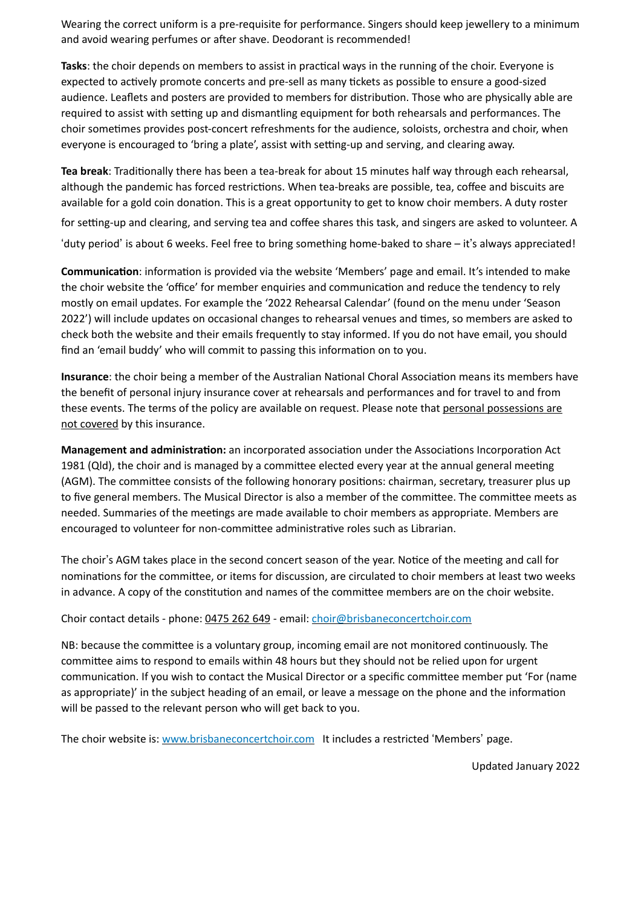Wearing the correct uniform is a pre-requisite for performance. Singers should keep jewellery to a minimum and avoid wearing perfumes or after shave. Deodorant is recommended!

**Tasks**: the choir depends on members to assist in practical ways in the running of the choir. Everyone is expected to actively promote concerts and pre-sell as many tickets as possible to ensure a good-sized audience. Leaflets and posters are provided to members for distribution. Those who are physically able are required to assist with setting up and dismantling equipment for both rehearsals and performances. The choir sometimes provides post-concert refreshments for the audience, soloists, orchestra and choir, when everyone is encouraged to 'bring a plate', assist with setting-up and serving, and clearing away.

**Tea break**: Traditionally there has been a tea-break for about 15 minutes half way through each rehearsal, although the pandemic has forced restrictions. When tea-breaks are possible, tea, coffee and biscuits are available for a gold coin donation. This is a great opportunity to get to know choir members. A duty roster for setting-up and clearing, and serving tea and coffee shares this task, and singers are asked to volunteer. A 'duty period' is about 6 weeks. Feel free to bring something home-baked to share – it's always appreciated!

**Communication**: information is provided via the website 'Members' page and email. It's intended to make the choir website the 'office' for member enquiries and communication and reduce the tendency to rely mostly on email updates. For example the '2022 Rehearsal Calendar' (found on the menu under 'Season 2022') will include updates on occasional changes to rehearsal venues and times, so members are asked to check both the website and their emails frequently to stay informed. If you do not have email, you should find an 'email buddy' who will commit to passing this information on to you.

**Insurance**: the choir being a member of the Australian National Choral Association means its members have the benefit of personal injury insurance cover at rehearsals and performances and for travel to and from these events. The terms of the policy are available on request. Please note that personal possessions are not covered by this insurance.

**Management and administration:** an incorporated association under the Associations Incorporation Act 1981 (Qld), the choir and is managed by a committee elected every year at the annual general meeting (AGM). The committee consists of the following honorary positions: chairman, secretary, treasurer plus up to five general members. The Musical Director is also a member of the committee. The committee meets as needed. Summaries of the meetings are made available to choir members as appropriate. Members are encouraged to volunteer for non-committee administrative roles such as Librarian.

The choir's AGM takes place in the second concert season of the year. Notice of the meeting and call for nominations for the committee, or items for discussion, are circulated to choir members at least two weeks in advance. A copy of the constitution and names of the committee members are on the choir website.

Choir contact details - phone: 0475 262 649 - email: choir@brisbaneconcertchoir.com

NB: because the committee is a voluntary group, incoming email are not monitored continuously. The committee aims to respond to emails within 48 hours but they should not be relied upon for urgent communication. If you wish to contact the Musical Director or a specific committee member put 'For (name as appropriate)' in the subject heading of an email, or leave a message on the phone and the information will be passed to the relevant person who will get back to you.

The choir website is: www.brisbaneconcertchoir.com It includes a restricted 'Members' page.

Updated January 2022